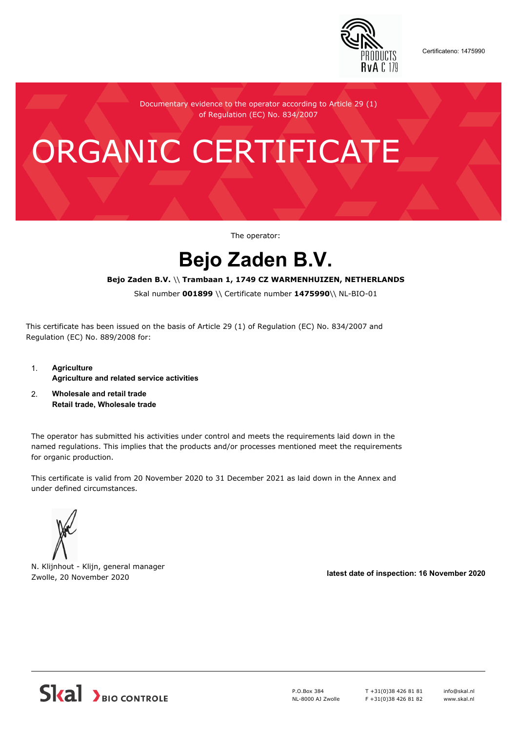Certificateno: 1475990

Documentary evidence to the operator according to Article 29 (1) of Regulation (EC) No. 834/2007

# ORGANIC CERTIFICATE

The operator:

## Bejo Zaden B.V.

**Bejo Zaden B.V.** \\ **Trambaan 1, 1749 CZ WARMENHUIZEN, NETHERLANDS**

Skal number **001899** \\ Certificate number **1475990**\\ NL-BIO-01

This certificate has been issued on the basis of Article 29 (1) of Regulation (EC) No. 834/2007 and Regulation (EC) No. 889/2008 for:

1. **Agriculture**
   **Agriculture and related service activities**
2. **Wholesale and retail trade**
   **Retail trade, Wholesale trade**

The operator has submitted his activities under control and meets the requirements laid down in the named regulations. This implies that the products and/or processes mentioned meet the requirements for organic production.

This certificate is valid from 20 November 2020 to 31 December 2021 as laid down in the Annex and under defined circumstances.

N. Klijnhout - Klijn, general manager
Zwolle, 20 November 2020

**latest date of inspection: 16 November 2020**

Skal BIO CONTROLE

P.O.Box 384
NL-8000 AJ Zwolle

T +31(0)38 426 81 81
F +31(0)38 426 81 82

info@skal.nl
www.skal.nl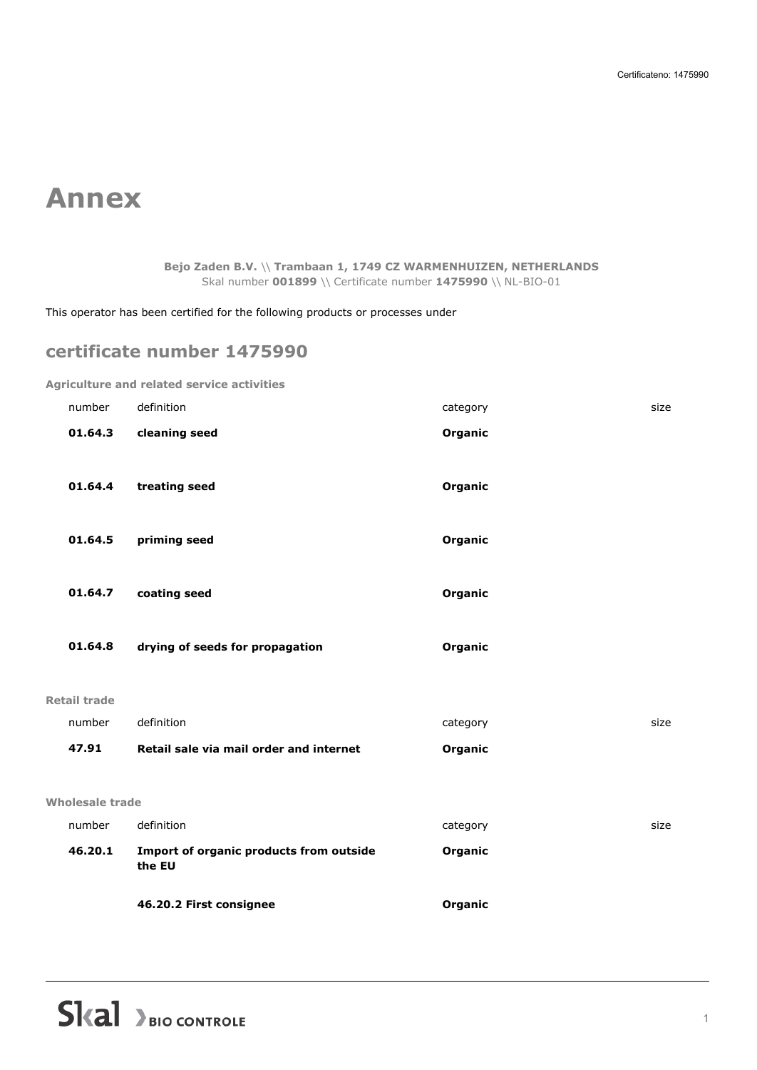# Annex

**Bejo Zaden B.V.** \\ **Trambaan 1, 1749 CZ WARMENHUIZEN, NETHERLANDS**
Skal number **001899** \\ Certificate number **1475990** \\ NL-BIO-01

This operator has been certified for the following products or processes under

## certificate number 1475990

### Agriculture and related service activities

| number | definition | category | size |
|---|---|---|---|
| **01.64.3** | **cleaning seed** | **Organic** | |
| **01.64.4** | **treating seed** | **Organic** | |
| **01.64.5** | **priming seed** | **Organic** | |
| **01.64.7** | **coating seed** | **Organic** | |
| **01.64.8** | **drying of seeds for propagation** | **Organic** | |

### Retail trade

| number | definition | category | size |
|---|---|---|---|
| **47.91** | **Retail sale via mail order and internet** | **Organic** | |

### Wholesale trade

| number | definition | category | size |
|---|---|---|---|
| **46.20.1** | **Import of organic products from outside the EU** | **Organic** | |
| | **46.20.2 First consignee** | **Organic** | |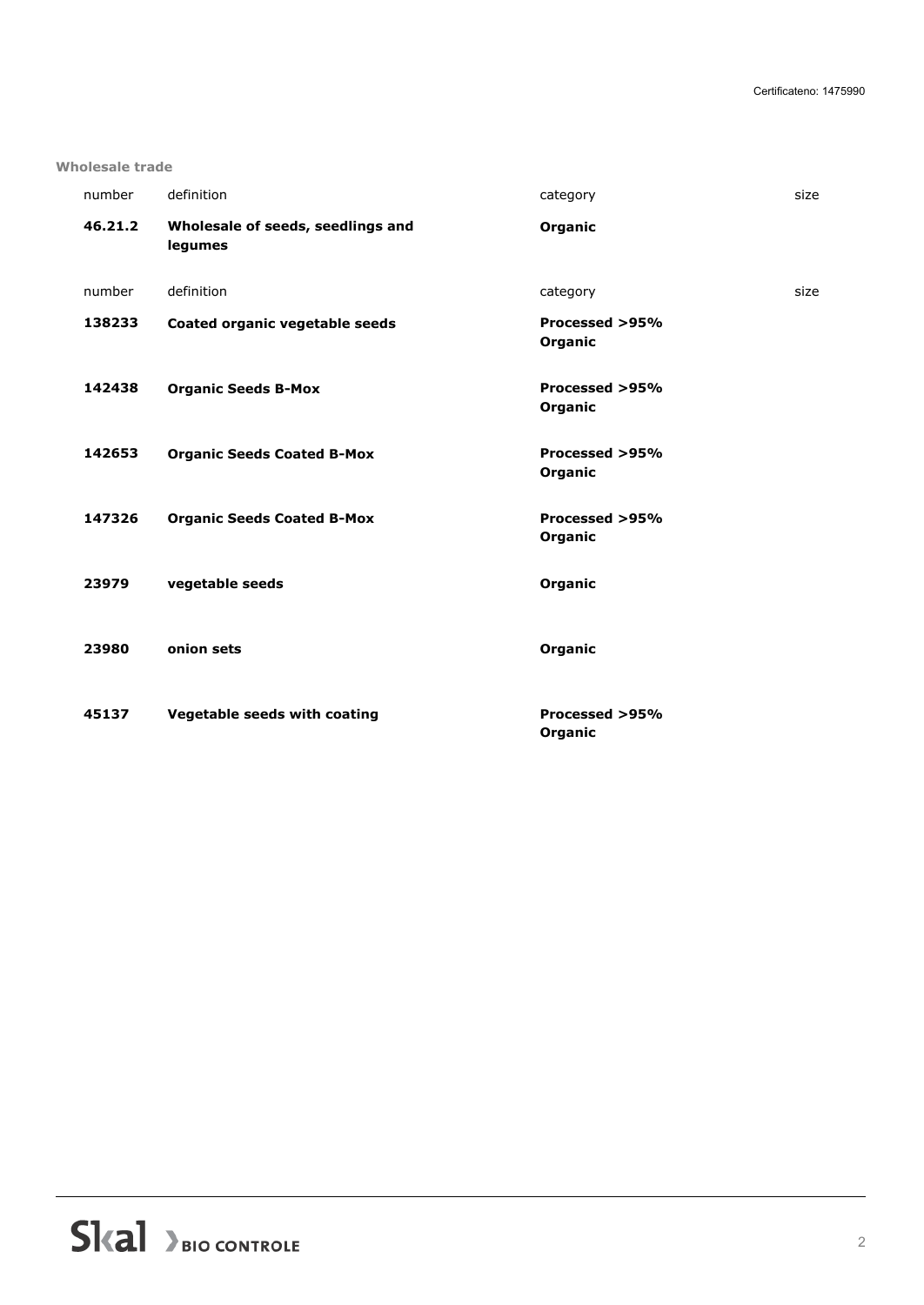## Wholesale trade

| number | definition | category | size |
| --- | --- | --- | --- |
| **46.21.2** | **Wholesale of seeds, seedlings and legumes** | **Organic** | |

| number | definition | category | size |
| --- | --- | --- | --- |
| **138233** | **Coated organic vegetable seeds** | **Processed >95% Organic** | |
| **142438** | **Organic Seeds B-Mox** | **Processed >95% Organic** | |
| **142653** | **Organic Seeds Coated B-Mox** | **Processed >95% Organic** | |
| **147326** | **Organic Seeds Coated B-Mox** | **Processed >95% Organic** | |
| **23979** | **vegetable seeds** | **Organic** | |
| **23980** | **onion sets** | **Organic** | |
| **45137** | **Vegetable seeds with coating** | **Processed >95% Organic** | |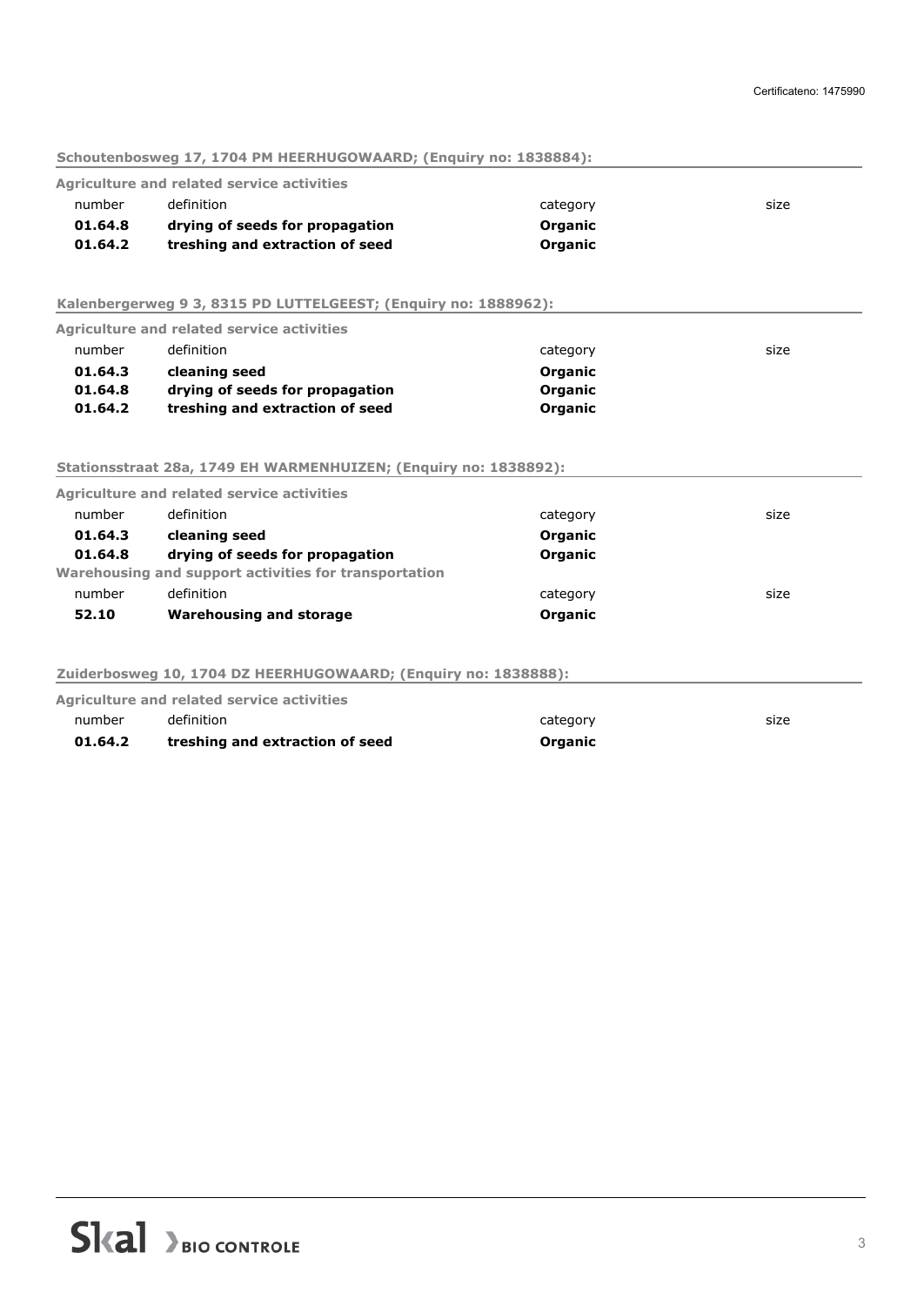### Schoutenbosweg 17, 1704 PM HEERHUGOWAARD; (Enquiry no: 1838884):

**Agriculture and related service activities**

| number | definition | category | size |
|---|---|---|---|
| **01.64.8** | **drying of seeds for propagation** | **Organic** | |
| **01.64.2** | **treshing and extraction of seed** | **Organic** | |

### Kalenbergerweg 9 3, 8315 PD LUTTELGEEST; (Enquiry no: 1888962):

**Agriculture and related service activities**

| number | definition | category | size |
|---|---|---|---|
| **01.64.3** | **cleaning seed** | **Organic** | |
| **01.64.8** | **drying of seeds for propagation** | **Organic** | |
| **01.64.2** | **treshing and extraction of seed** | **Organic** | |

### Stationsstraat 28a, 1749 EH WARMENHUIZEN; (Enquiry no: 1838892):

**Agriculture and related service activities**

| number | definition | category | size |
|---|---|---|---|
| **01.64.3** | **cleaning seed** | **Organic** | |
| **01.64.8** | **drying of seeds for propagation** | **Organic** | |

**Warehousing and support activities for transportation**

| number | definition | category | size |
|---|---|---|---|
| **52.10** | **Warehousing and storage** | **Organic** | |

### Zuiderbosweg 10, 1704 DZ HEERHUGOWAARD; (Enquiry no: 1838888):

**Agriculture and related service activities**

| number | definition | category | size |
|---|---|---|---|
| **01.64.2** | **treshing and extraction of seed** | **Organic** | |